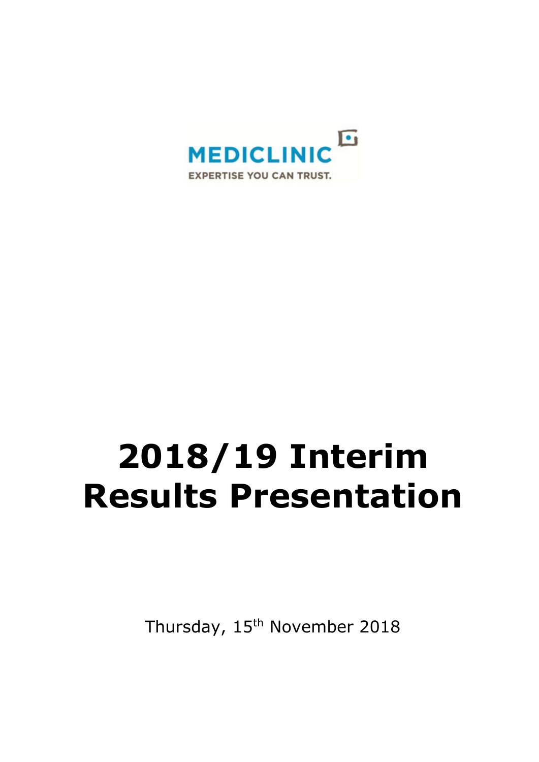MEDICLINIC

EXPERTISE YOU CAN TRUST.

# 2018/19 Interim Results Presentation

Thursday, 15th November 2018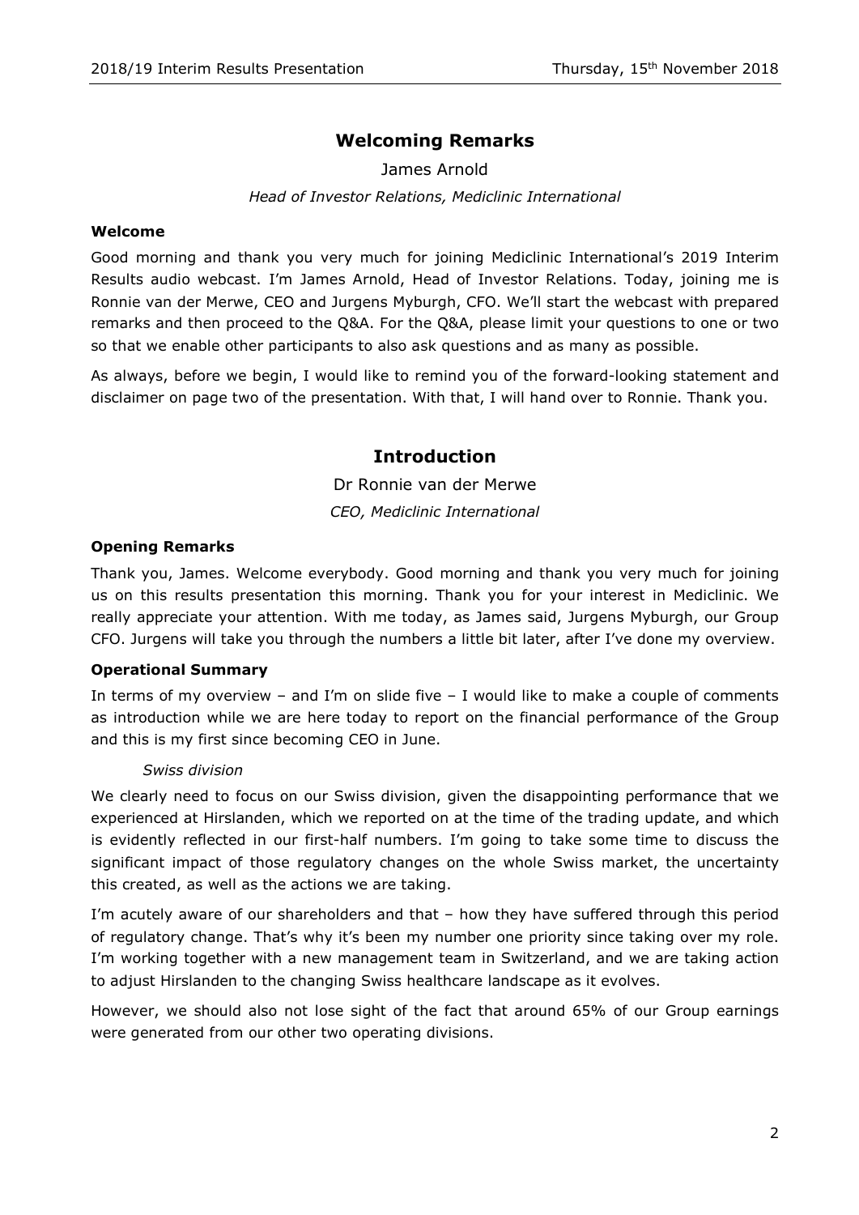## Welcoming Remarks

James Arnold

*Head of Investor Relations, Mediclinic International*

### Welcome

Good morning and thank you very much for joining Mediclinic International's 2019 Interim Results audio webcast. I'm James Arnold, Head of Investor Relations. Today, joining me is Ronnie van der Merwe, CEO and Jurgens Myburgh, CFO. We'll start the webcast with prepared remarks and then proceed to the Q&A. For the Q&A, please limit your questions to one or two so that we enable other participants to also ask questions and as many as possible.

As always, before we begin, I would like to remind you of the forward-looking statement and disclaimer on page two of the presentation. With that, I will hand over to Ronnie. Thank you.

## Introduction

Dr Ronnie van der Merwe

*CEO, Mediclinic International*

### Opening Remarks

Thank you, James. Welcome everybody. Good morning and thank you very much for joining us on this results presentation this morning. Thank you for your interest in Mediclinic. We really appreciate your attention. With me today, as James said, Jurgens Myburgh, our Group CFO. Jurgens will take you through the numbers a little bit later, after I've done my overview.

### Operational Summary

In terms of my overview – and I'm on slide five – I would like to make a couple of comments as introduction while we are here today to report on the financial performance of the Group and this is my first since becoming CEO in June.

*Swiss division*

We clearly need to focus on our Swiss division, given the disappointing performance that we experienced at Hirslanden, which we reported on at the time of the trading update, and which is evidently reflected in our first-half numbers. I'm going to take some time to discuss the significant impact of those regulatory changes on the whole Swiss market, the uncertainty this created, as well as the actions we are taking.

I'm acutely aware of our shareholders and that – how they have suffered through this period of regulatory change. That's why it's been my number one priority since taking over my role. I'm working together with a new management team in Switzerland, and we are taking action to adjust Hirslanden to the changing Swiss healthcare landscape as it evolves.

However, we should also not lose sight of the fact that around 65% of our Group earnings were generated from our other two operating divisions.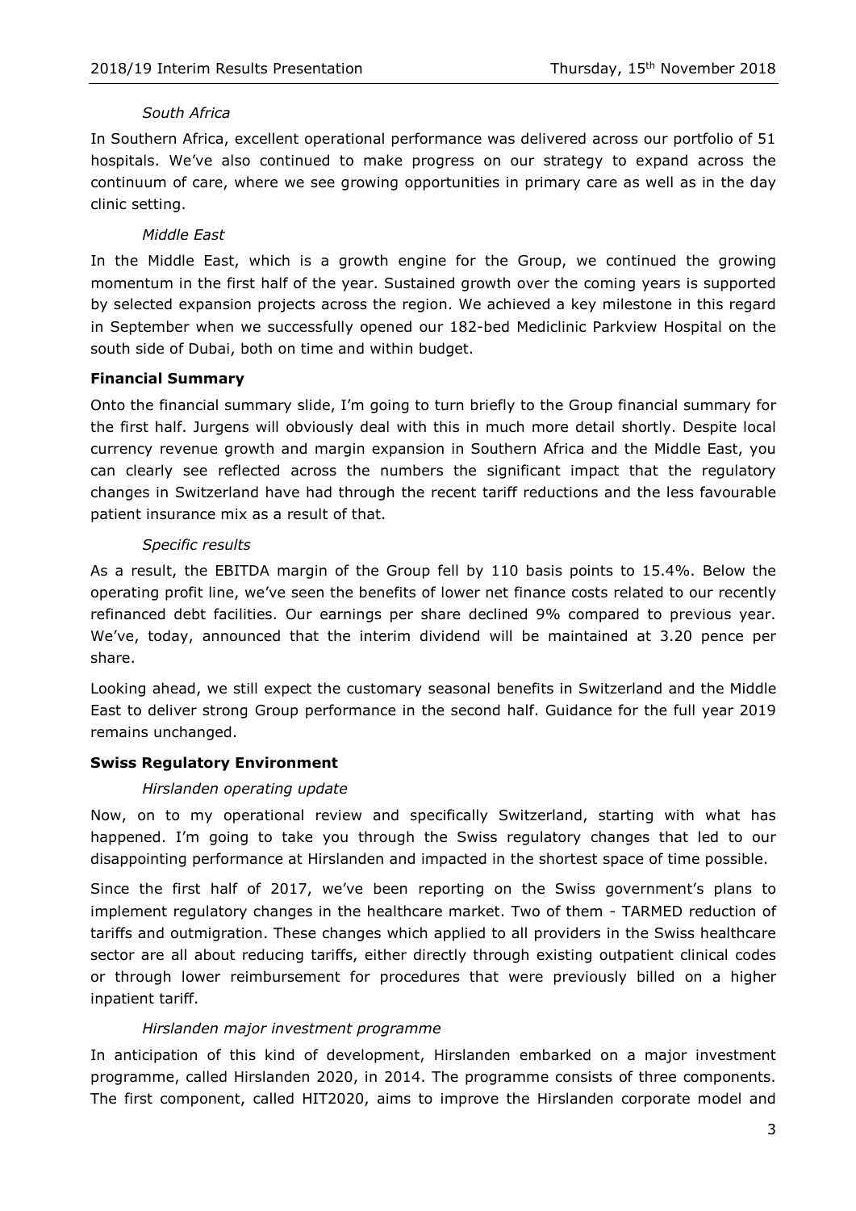*South Africa*

In Southern Africa, excellent operational performance was delivered across our portfolio of 51 hospitals. We've also continued to make progress on our strategy to expand across the continuum of care, where we see growing opportunities in primary care as well as in the day clinic setting.

*Middle East*

In the Middle East, which is a growth engine for the Group, we continued the growing momentum in the first half of the year. Sustained growth over the coming years is supported by selected expansion projects across the region. We achieved a key milestone in this regard in September when we successfully opened our 182-bed Mediclinic Parkview Hospital on the south side of Dubai, both on time and within budget.

**Financial Summary**

Onto the financial summary slide, I'm going to turn briefly to the Group financial summary for the first half. Jurgens will obviously deal with this in much more detail shortly. Despite local currency revenue growth and margin expansion in Southern Africa and the Middle East, you can clearly see reflected across the numbers the significant impact that the regulatory changes in Switzerland have had through the recent tariff reductions and the less favourable patient insurance mix as a result of that.

*Specific results*

As a result, the EBITDA margin of the Group fell by 110 basis points to 15.4%. Below the operating profit line, we've seen the benefits of lower net finance costs related to our recently refinanced debt facilities. Our earnings per share declined 9% compared to previous year. We've, today, announced that the interim dividend will be maintained at 3.20 pence per share.

Looking ahead, we still expect the customary seasonal benefits in Switzerland and the Middle East to deliver strong Group performance in the second half. Guidance for the full year 2019 remains unchanged.

**Swiss Regulatory Environment**

*Hirslanden operating update*

Now, on to my operational review and specifically Switzerland, starting with what has happened. I'm going to take you through the Swiss regulatory changes that led to our disappointing performance at Hirslanden and impacted in the shortest space of time possible.

Since the first half of 2017, we've been reporting on the Swiss government's plans to implement regulatory changes in the healthcare market. Two of them - TARMED reduction of tariffs and outmigration. These changes which applied to all providers in the Swiss healthcare sector are all about reducing tariffs, either directly through existing outpatient clinical codes or through lower reimbursement for procedures that were previously billed on a higher inpatient tariff.

*Hirslanden major investment programme*

In anticipation of this kind of development, Hirslanden embarked on a major investment programme, called Hirslanden 2020, in 2014. The programme consists of three components. The first component, called HIT2020, aims to improve the Hirslanden corporate model and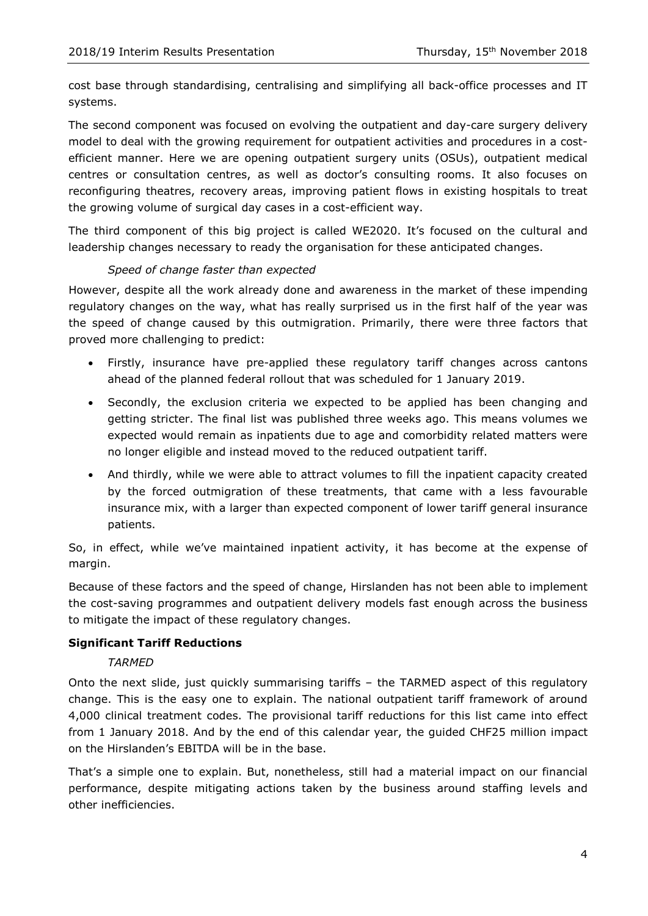cost base through standardising, centralising and simplifying all back-office processes and IT systems.

The second component was focused on evolving the outpatient and day-care surgery delivery model to deal with the growing requirement for outpatient activities and procedures in a cost-efficient manner. Here we are opening outpatient surgery units (OSUs), outpatient medical centres or consultation centres, as well as doctor's consulting rooms. It also focuses on reconfiguring theatres, recovery areas, improving patient flows in existing hospitals to treat the growing volume of surgical day cases in a cost-efficient way.

The third component of this big project is called WE2020. It's focused on the cultural and leadership changes necessary to ready the organisation for these anticipated changes.

*Speed of change faster than expected*

However, despite all the work already done and awareness in the market of these impending regulatory changes on the way, what has really surprised us in the first half of the year was the speed of change caused by this outmigration. Primarily, there were three factors that proved more challenging to predict:

- Firstly, insurance have pre-applied these regulatory tariff changes across cantons ahead of the planned federal rollout that was scheduled for 1 January 2019.
- Secondly, the exclusion criteria we expected to be applied has been changing and getting stricter. The final list was published three weeks ago. This means volumes we expected would remain as inpatients due to age and comorbidity related matters were no longer eligible and instead moved to the reduced outpatient tariff.
- And thirdly, while we were able to attract volumes to fill the inpatient capacity created by the forced outmigration of these treatments, that came with a less favourable insurance mix, with a larger than expected component of lower tariff general insurance patients.

So, in effect, while we've maintained inpatient activity, it has become at the expense of margin.

Because of these factors and the speed of change, Hirslanden has not been able to implement the cost-saving programmes and outpatient delivery models fast enough across the business to mitigate the impact of these regulatory changes.

**Significant Tariff Reductions**

*TARMED*

Onto the next slide, just quickly summarising tariffs – the TARMED aspect of this regulatory change. This is the easy one to explain. The national outpatient tariff framework of around 4,000 clinical treatment codes. The provisional tariff reductions for this list came into effect from 1 January 2018. And by the end of this calendar year, the guided CHF25 million impact on the Hirslanden's EBITDA will be in the base.

That's a simple one to explain. But, nonetheless, still had a material impact on our financial performance, despite mitigating actions taken by the business around staffing levels and other inefficiencies.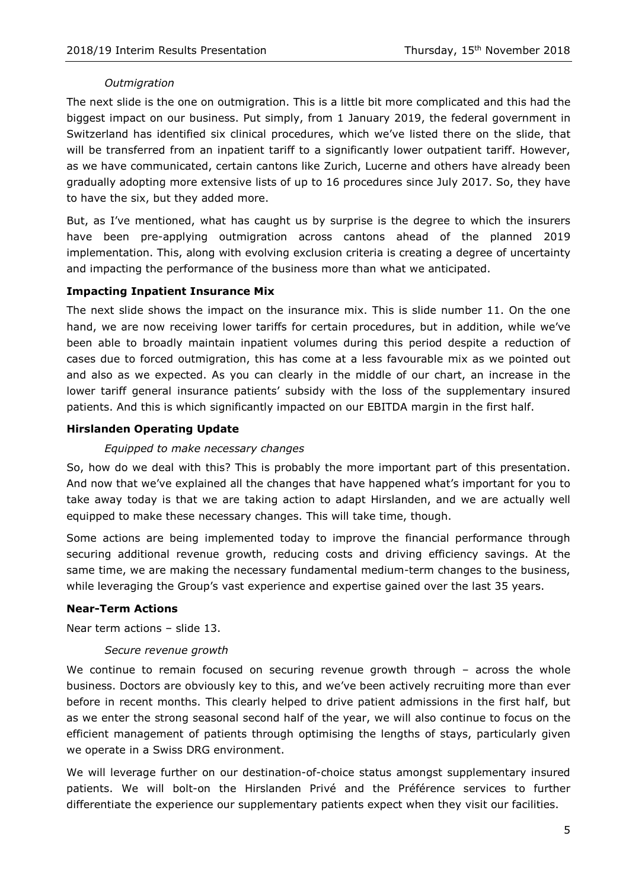*Outmigration*

The next slide is the one on outmigration. This is a little bit more complicated and this had the biggest impact on our business. Put simply, from 1 January 2019, the federal government in Switzerland has identified six clinical procedures, which we've listed there on the slide, that will be transferred from an inpatient tariff to a significantly lower outpatient tariff. However, as we have communicated, certain cantons like Zurich, Lucerne and others have already been gradually adopting more extensive lists of up to 16 procedures since July 2017. So, they have to have the six, but they added more.

But, as I've mentioned, what has caught us by surprise is the degree to which the insurers have been pre-applying outmigration across cantons ahead of the planned 2019 implementation. This, along with evolving exclusion criteria is creating a degree of uncertainty and impacting the performance of the business more than what we anticipated.

**Impacting Inpatient Insurance Mix**

The next slide shows the impact on the insurance mix. This is slide number 11. On the one hand, we are now receiving lower tariffs for certain procedures, but in addition, while we've been able to broadly maintain inpatient volumes during this period despite a reduction of cases due to forced outmigration, this has come at a less favourable mix as we pointed out and also as we expected. As you can clearly in the middle of our chart, an increase in the lower tariff general insurance patients' subsidy with the loss of the supplementary insured patients. And this is which significantly impacted on our EBITDA margin in the first half.

**Hirslanden Operating Update**

*Equipped to make necessary changes*

So, how do we deal with this? This is probably the more important part of this presentation. And now that we've explained all the changes that have happened what's important for you to take away today is that we are taking action to adapt Hirslanden, and we are actually well equipped to make these necessary changes. This will take time, though.

Some actions are being implemented today to improve the financial performance through securing additional revenue growth, reducing costs and driving efficiency savings. At the same time, we are making the necessary fundamental medium-term changes to the business, while leveraging the Group's vast experience and expertise gained over the last 35 years.

**Near-Term Actions**

Near term actions – slide 13.

*Secure revenue growth*

We continue to remain focused on securing revenue growth through – across the whole business. Doctors are obviously key to this, and we've been actively recruiting more than ever before in recent months. This clearly helped to drive patient admissions in the first half, but as we enter the strong seasonal second half of the year, we will also continue to focus on the efficient management of patients through optimising the lengths of stays, particularly given we operate in a Swiss DRG environment.

We will leverage further on our destination-of-choice status amongst supplementary insured patients. We will bolt-on the Hirslanden Privé and the Préférence services to further differentiate the experience our supplementary patients expect when they visit our facilities.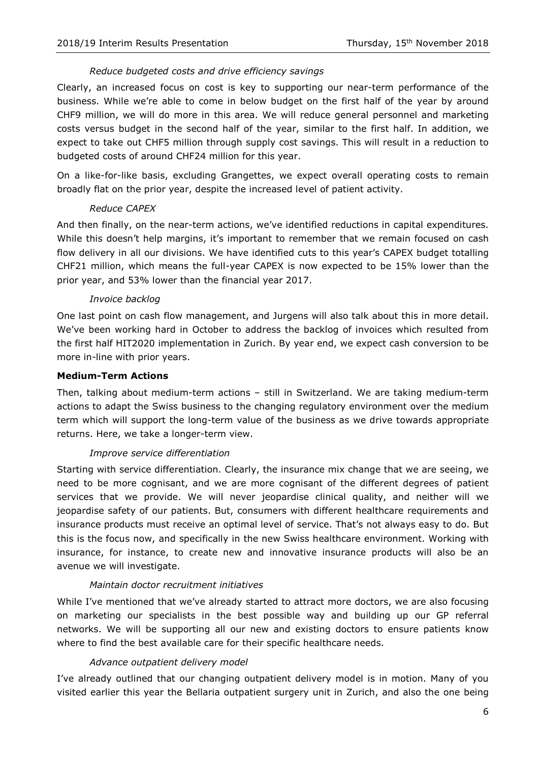*Reduce budgeted costs and drive efficiency savings*

Clearly, an increased focus on cost is key to supporting our near-term performance of the business. While we're able to come in below budget on the first half of the year by around CHF9 million, we will do more in this area. We will reduce general personnel and marketing costs versus budget in the second half of the year, similar to the first half. In addition, we expect to take out CHF5 million through supply cost savings. This will result in a reduction to budgeted costs of around CHF24 million for this year.

On a like-for-like basis, excluding Grangettes, we expect overall operating costs to remain broadly flat on the prior year, despite the increased level of patient activity.

*Reduce CAPEX*

And then finally, on the near-term actions, we've identified reductions in capital expenditures. While this doesn't help margins, it's important to remember that we remain focused on cash flow delivery in all our divisions. We have identified cuts to this year's CAPEX budget totalling CHF21 million, which means the full-year CAPEX is now expected to be 15% lower than the prior year, and 53% lower than the financial year 2017.

*Invoice backlog*

One last point on cash flow management, and Jurgens will also talk about this in more detail. We've been working hard in October to address the backlog of invoices which resulted from the first half HIT2020 implementation in Zurich. By year end, we expect cash conversion to be more in-line with prior years.

**Medium-Term Actions**

Then, talking about medium-term actions – still in Switzerland. We are taking medium-term actions to adapt the Swiss business to the changing regulatory environment over the medium term which will support the long-term value of the business as we drive towards appropriate returns. Here, we take a longer-term view.

*Improve service differentiation*

Starting with service differentiation. Clearly, the insurance mix change that we are seeing, we need to be more cognisant, and we are more cognisant of the different degrees of patient services that we provide. We will never jeopardise clinical quality, and neither will we jeopardise safety of our patients. But, consumers with different healthcare requirements and insurance products must receive an optimal level of service. That's not always easy to do. But this is the focus now, and specifically in the new Swiss healthcare environment. Working with insurance, for instance, to create new and innovative insurance products will also be an avenue we will investigate.

*Maintain doctor recruitment initiatives*

While I've mentioned that we've already started to attract more doctors, we are also focusing on marketing our specialists in the best possible way and building up our GP referral networks. We will be supporting all our new and existing doctors to ensure patients know where to find the best available care for their specific healthcare needs.

*Advance outpatient delivery model*

I've already outlined that our changing outpatient delivery model is in motion. Many of you visited earlier this year the Bellaria outpatient surgery unit in Zurich, and also the one being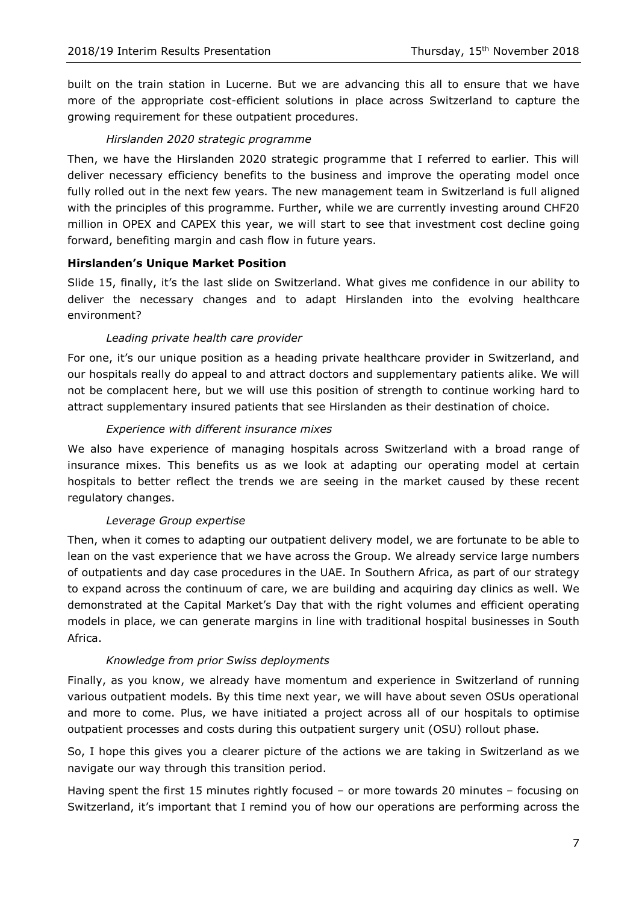built on the train station in Lucerne. But we are advancing this all to ensure that we have more of the appropriate cost-efficient solutions in place across Switzerland to capture the growing requirement for these outpatient procedures.

*Hirslanden 2020 strategic programme*

Then, we have the Hirslanden 2020 strategic programme that I referred to earlier. This will deliver necessary efficiency benefits to the business and improve the operating model once fully rolled out in the next few years. The new management team in Switzerland is full aligned with the principles of this programme. Further, while we are currently investing around CHF20 million in OPEX and CAPEX this year, we will start to see that investment cost decline going forward, benefiting margin and cash flow in future years.

**Hirslanden's Unique Market Position**

Slide 15, finally, it's the last slide on Switzerland. What gives me confidence in our ability to deliver the necessary changes and to adapt Hirslanden into the evolving healthcare environment?

*Leading private health care provider*

For one, it's our unique position as a heading private healthcare provider in Switzerland, and our hospitals really do appeal to and attract doctors and supplementary patients alike. We will not be complacent here, but we will use this position of strength to continue working hard to attract supplementary insured patients that see Hirslanden as their destination of choice.

*Experience with different insurance mixes*

We also have experience of managing hospitals across Switzerland with a broad range of insurance mixes. This benefits us as we look at adapting our operating model at certain hospitals to better reflect the trends we are seeing in the market caused by these recent regulatory changes.

*Leverage Group expertise*

Then, when it comes to adapting our outpatient delivery model, we are fortunate to be able to lean on the vast experience that we have across the Group. We already service large numbers of outpatients and day case procedures in the UAE. In Southern Africa, as part of our strategy to expand across the continuum of care, we are building and acquiring day clinics as well. We demonstrated at the Capital Market's Day that with the right volumes and efficient operating models in place, we can generate margins in line with traditional hospital businesses in South Africa.

*Knowledge from prior Swiss deployments*

Finally, as you know, we already have momentum and experience in Switzerland of running various outpatient models. By this time next year, we will have about seven OSUs operational and more to come. Plus, we have initiated a project across all of our hospitals to optimise outpatient processes and costs during this outpatient surgery unit (OSU) rollout phase.

So, I hope this gives you a clearer picture of the actions we are taking in Switzerland as we navigate our way through this transition period.

Having spent the first 15 minutes rightly focused – or more towards 20 minutes – focusing on Switzerland, it's important that I remind you of how our operations are performing across the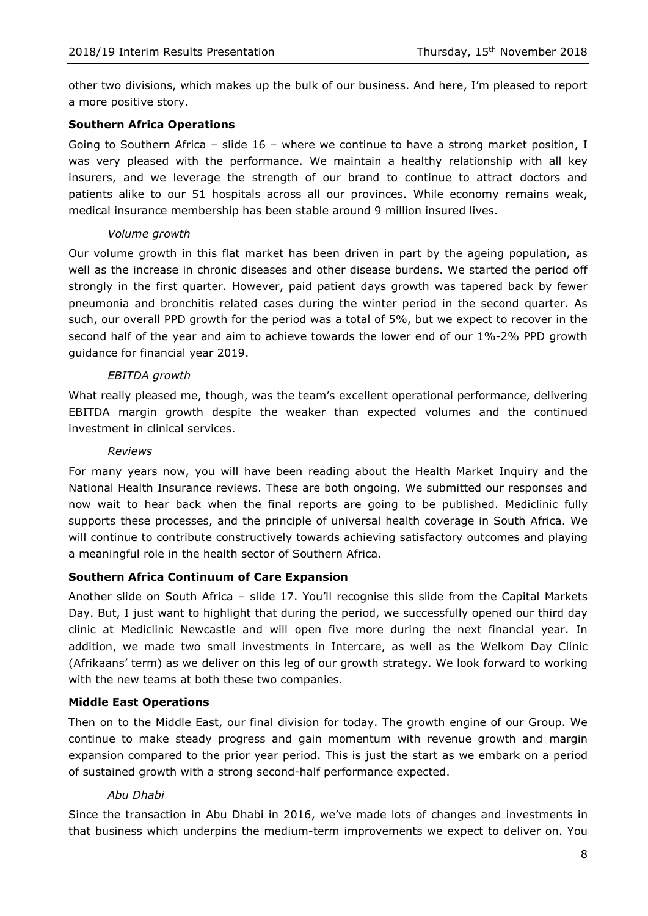other two divisions, which makes up the bulk of our business. And here, I'm pleased to report a more positive story.

**Southern Africa Operations**

Going to Southern Africa – slide 16 – where we continue to have a strong market position, I was very pleased with the performance. We maintain a healthy relationship with all key insurers, and we leverage the strength of our brand to continue to attract doctors and patients alike to our 51 hospitals across all our provinces. While economy remains weak, medical insurance membership has been stable around 9 million insured lives.

*Volume growth*

Our volume growth in this flat market has been driven in part by the ageing population, as well as the increase in chronic diseases and other disease burdens. We started the period off strongly in the first quarter. However, paid patient days growth was tapered back by fewer pneumonia and bronchitis related cases during the winter period in the second quarter. As such, our overall PPD growth for the period was a total of 5%, but we expect to recover in the second half of the year and aim to achieve towards the lower end of our 1%-2% PPD growth guidance for financial year 2019.

*EBITDA growth*

What really pleased me, though, was the team's excellent operational performance, delivering EBITDA margin growth despite the weaker than expected volumes and the continued investment in clinical services.

*Reviews*

For many years now, you will have been reading about the Health Market Inquiry and the National Health Insurance reviews. These are both ongoing. We submitted our responses and now wait to hear back when the final reports are going to be published. Mediclinic fully supports these processes, and the principle of universal health coverage in South Africa. We will continue to contribute constructively towards achieving satisfactory outcomes and playing a meaningful role in the health sector of Southern Africa.

**Southern Africa Continuum of Care Expansion**

Another slide on South Africa – slide 17. You'll recognise this slide from the Capital Markets Day. But, I just want to highlight that during the period, we successfully opened our third day clinic at Mediclinic Newcastle and will open five more during the next financial year. In addition, we made two small investments in Intercare, as well as the Welkom Day Clinic (Afrikaans' term) as we deliver on this leg of our growth strategy. We look forward to working with the new teams at both these two companies.

**Middle East Operations**

Then on to the Middle East, our final division for today. The growth engine of our Group. We continue to make steady progress and gain momentum with revenue growth and margin expansion compared to the prior year period. This is just the start as we embark on a period of sustained growth with a strong second-half performance expected.

*Abu Dhabi*

Since the transaction in Abu Dhabi in 2016, we've made lots of changes and investments in that business which underpins the medium-term improvements we expect to deliver on. You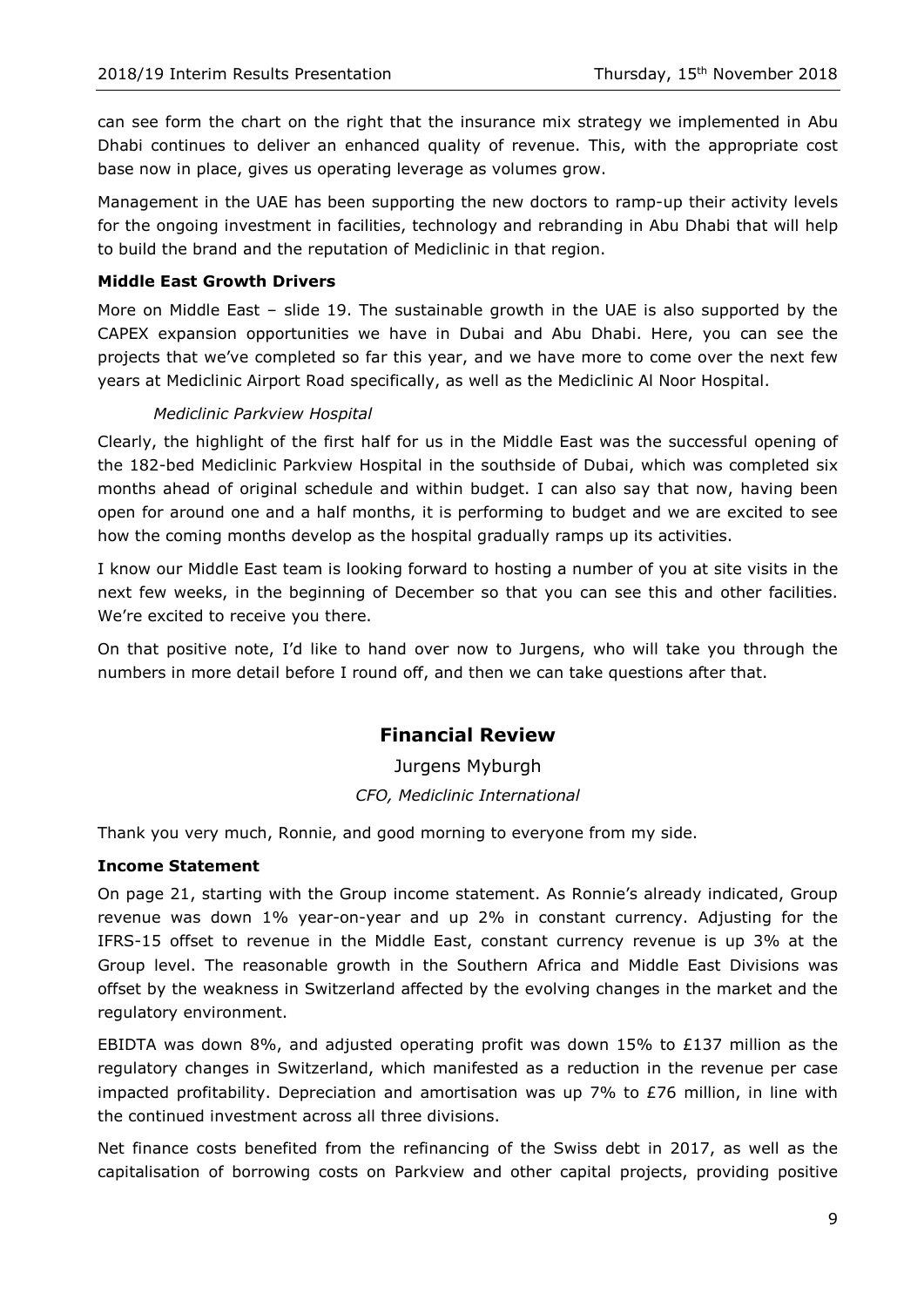can see form the chart on the right that the insurance mix strategy we implemented in Abu Dhabi continues to deliver an enhanced quality of revenue. This, with the appropriate cost base now in place, gives us operating leverage as volumes grow.

Management in the UAE has been supporting the new doctors to ramp-up their activity levels for the ongoing investment in facilities, technology and rebranding in Abu Dhabi that will help to build the brand and the reputation of Mediclinic in that region.

**Middle East Growth Drivers**

More on Middle East – slide 19. The sustainable growth in the UAE is also supported by the CAPEX expansion opportunities we have in Dubai and Abu Dhabi. Here, you can see the projects that we've completed so far this year, and we have more to come over the next few years at Mediclinic Airport Road specifically, as well as the Mediclinic Al Noor Hospital.

*Mediclinic Parkview Hospital*

Clearly, the highlight of the first half for us in the Middle East was the successful opening of the 182-bed Mediclinic Parkview Hospital in the southside of Dubai, which was completed six months ahead of original schedule and within budget. I can also say that now, having been open for around one and a half months, it is performing to budget and we are excited to see how the coming months develop as the hospital gradually ramps up its activities.

I know our Middle East team is looking forward to hosting a number of you at site visits in the next few weeks, in the beginning of December so that you can see this and other facilities. We're excited to receive you there.

On that positive note, I'd like to hand over now to Jurgens, who will take you through the numbers in more detail before I round off, and then we can take questions after that.

## Financial Review

Jurgens Myburgh

*CFO, Mediclinic International*

Thank you very much, Ronnie, and good morning to everyone from my side.

**Income Statement**

On page 21, starting with the Group income statement. As Ronnie's already indicated, Group revenue was down 1% year-on-year and up 2% in constant currency. Adjusting for the IFRS-15 offset to revenue in the Middle East, constant currency revenue is up 3% at the Group level. The reasonable growth in the Southern Africa and Middle East Divisions was offset by the weakness in Switzerland affected by the evolving changes in the market and the regulatory environment.

EBIDTA was down 8%, and adjusted operating profit was down 15% to £137 million as the regulatory changes in Switzerland, which manifested as a reduction in the revenue per case impacted profitability. Depreciation and amortisation was up 7% to £76 million, in line with the continued investment across all three divisions.

Net finance costs benefited from the refinancing of the Swiss debt in 2017, as well as the capitalisation of borrowing costs on Parkview and other capital projects, providing positive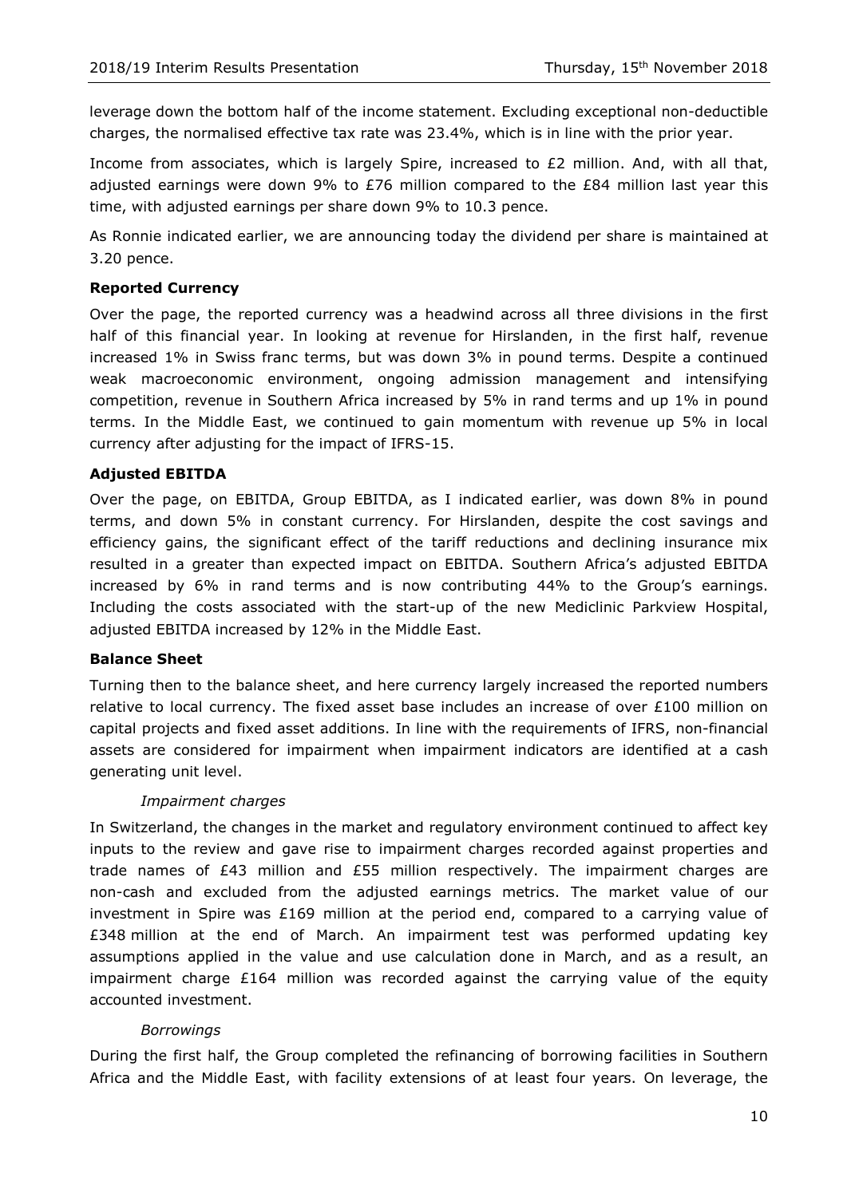leverage down the bottom half of the income statement. Excluding exceptional non-deductible charges, the normalised effective tax rate was 23.4%, which is in line with the prior year.

Income from associates, which is largely Spire, increased to £2 million. And, with all that, adjusted earnings were down 9% to £76 million compared to the £84 million last year this time, with adjusted earnings per share down 9% to 10.3 pence.

As Ronnie indicated earlier, we are announcing today the dividend per share is maintained at 3.20 pence.

**Reported Currency**

Over the page, the reported currency was a headwind across all three divisions in the first half of this financial year. In looking at revenue for Hirslanden, in the first half, revenue increased 1% in Swiss franc terms, but was down 3% in pound terms. Despite a continued weak macroeconomic environment, ongoing admission management and intensifying competition, revenue in Southern Africa increased by 5% in rand terms and up 1% in pound terms. In the Middle East, we continued to gain momentum with revenue up 5% in local currency after adjusting for the impact of IFRS-15.

**Adjusted EBITDA**

Over the page, on EBITDA, Group EBITDA, as I indicated earlier, was down 8% in pound terms, and down 5% in constant currency. For Hirslanden, despite the cost savings and efficiency gains, the significant effect of the tariff reductions and declining insurance mix resulted in a greater than expected impact on EBITDA. Southern Africa's adjusted EBITDA increased by 6% in rand terms and is now contributing 44% to the Group's earnings. Including the costs associated with the start-up of the new Mediclinic Parkview Hospital, adjusted EBITDA increased by 12% in the Middle East.

**Balance Sheet**

Turning then to the balance sheet, and here currency largely increased the reported numbers relative to local currency. The fixed asset base includes an increase of over £100 million on capital projects and fixed asset additions. In line with the requirements of IFRS, non-financial assets are considered for impairment when impairment indicators are identified at a cash generating unit level.

*Impairment charges*

In Switzerland, the changes in the market and regulatory environment continued to affect key inputs to the review and gave rise to impairment charges recorded against properties and trade names of £43 million and £55 million respectively. The impairment charges are non-cash and excluded from the adjusted earnings metrics. The market value of our investment in Spire was £169 million at the period end, compared to a carrying value of £348 million at the end of March. An impairment test was performed updating key assumptions applied in the value and use calculation done in March, and as a result, an impairment charge £164 million was recorded against the carrying value of the equity accounted investment.

*Borrowings*

During the first half, the Group completed the refinancing of borrowing facilities in Southern Africa and the Middle East, with facility extensions of at least four years. On leverage, the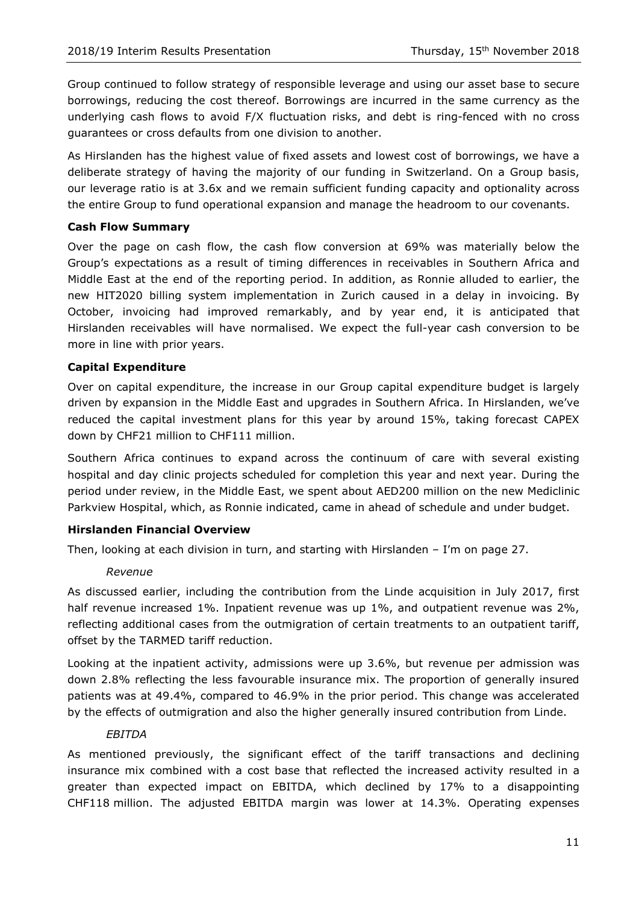Group continued to follow strategy of responsible leverage and using our asset base to secure borrowings, reducing the cost thereof. Borrowings are incurred in the same currency as the underlying cash flows to avoid F/X fluctuation risks, and debt is ring-fenced with no cross guarantees or cross defaults from one division to another.

As Hirslanden has the highest value of fixed assets and lowest cost of borrowings, we have a deliberate strategy of having the majority of our funding in Switzerland. On a Group basis, our leverage ratio is at 3.6x and we remain sufficient funding capacity and optionality across the entire Group to fund operational expansion and manage the headroom to our covenants.

**Cash Flow Summary**

Over the page on cash flow, the cash flow conversion at 69% was materially below the Group's expectations as a result of timing differences in receivables in Southern Africa and Middle East at the end of the reporting period. In addition, as Ronnie alluded to earlier, the new HIT2020 billing system implementation in Zurich caused in a delay in invoicing. By October, invoicing had improved remarkably, and by year end, it is anticipated that Hirslanden receivables will have normalised. We expect the full-year cash conversion to be more in line with prior years.

**Capital Expenditure**

Over on capital expenditure, the increase in our Group capital expenditure budget is largely driven by expansion in the Middle East and upgrades in Southern Africa. In Hirslanden, we've reduced the capital investment plans for this year by around 15%, taking forecast CAPEX down by CHF21 million to CHF111 million.

Southern Africa continues to expand across the continuum of care with several existing hospital and day clinic projects scheduled for completion this year and next year. During the period under review, in the Middle East, we spent about AED200 million on the new Mediclinic Parkview Hospital, which, as Ronnie indicated, came in ahead of schedule and under budget.

**Hirslanden Financial Overview**

Then, looking at each division in turn, and starting with Hirslanden – I'm on page 27.

*Revenue*

As discussed earlier, including the contribution from the Linde acquisition in July 2017, first half revenue increased 1%. Inpatient revenue was up 1%, and outpatient revenue was 2%, reflecting additional cases from the outmigration of certain treatments to an outpatient tariff, offset by the TARMED tariff reduction.

Looking at the inpatient activity, admissions were up 3.6%, but revenue per admission was down 2.8% reflecting the less favourable insurance mix. The proportion of generally insured patients was at 49.4%, compared to 46.9% in the prior period. This change was accelerated by the effects of outmigration and also the higher generally insured contribution from Linde.

*EBITDA*

As mentioned previously, the significant effect of the tariff transactions and declining insurance mix combined with a cost base that reflected the increased activity resulted in a greater than expected impact on EBITDA, which declined by 17% to a disappointing CHF118 million. The adjusted EBITDA margin was lower at 14.3%. Operating expenses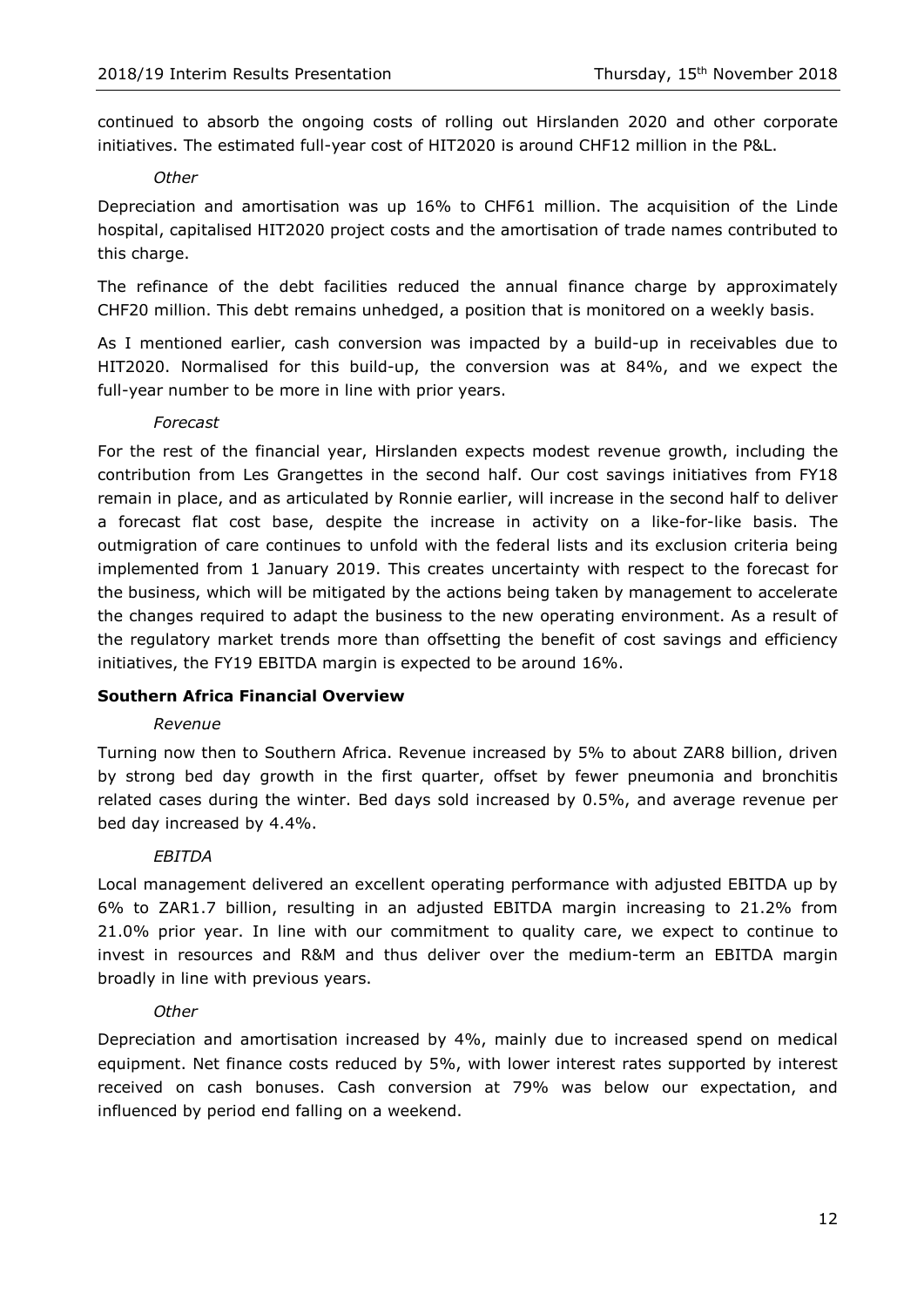continued to absorb the ongoing costs of rolling out Hirslanden 2020 and other corporate initiatives. The estimated full-year cost of HIT2020 is around CHF12 million in the P&L.

*Other*

Depreciation and amortisation was up 16% to CHF61 million. The acquisition of the Linde hospital, capitalised HIT2020 project costs and the amortisation of trade names contributed to this charge.

The refinance of the debt facilities reduced the annual finance charge by approximately CHF20 million. This debt remains unhedged, a position that is monitored on a weekly basis.

As I mentioned earlier, cash conversion was impacted by a build-up in receivables due to HIT2020. Normalised for this build-up, the conversion was at 84%, and we expect the full-year number to be more in line with prior years.

*Forecast*

For the rest of the financial year, Hirslanden expects modest revenue growth, including the contribution from Les Grangettes in the second half. Our cost savings initiatives from FY18 remain in place, and as articulated by Ronnie earlier, will increase in the second half to deliver a forecast flat cost base, despite the increase in activity on a like-for-like basis. The outmigration of care continues to unfold with the federal lists and its exclusion criteria being implemented from 1 January 2019. This creates uncertainty with respect to the forecast for the business, which will be mitigated by the actions being taken by management to accelerate the changes required to adapt the business to the new operating environment. As a result of the regulatory market trends more than offsetting the benefit of cost savings and efficiency initiatives, the FY19 EBITDA margin is expected to be around 16%.

**Southern Africa Financial Overview**

*Revenue*

Turning now then to Southern Africa. Revenue increased by 5% to about ZAR8 billion, driven by strong bed day growth in the first quarter, offset by fewer pneumonia and bronchitis related cases during the winter. Bed days sold increased by 0.5%, and average revenue per bed day increased by 4.4%.

*EBITDA*

Local management delivered an excellent operating performance with adjusted EBITDA up by 6% to ZAR1.7 billion, resulting in an adjusted EBITDA margin increasing to 21.2% from 21.0% prior year. In line with our commitment to quality care, we expect to continue to invest in resources and R&M and thus deliver over the medium-term an EBITDA margin broadly in line with previous years.

*Other*

Depreciation and amortisation increased by 4%, mainly due to increased spend on medical equipment. Net finance costs reduced by 5%, with lower interest rates supported by interest received on cash bonuses. Cash conversion at 79% was below our expectation, and influenced by period end falling on a weekend.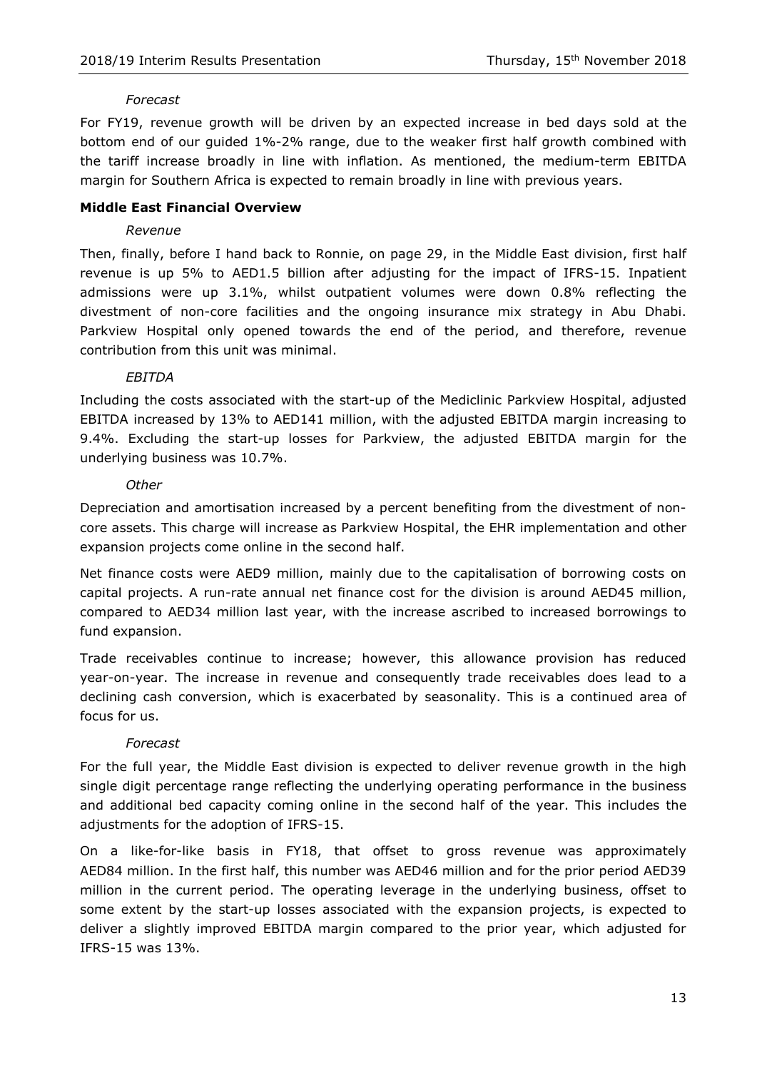*Forecast*

For FY19, revenue growth will be driven by an expected increase in bed days sold at the bottom end of our guided 1%-2% range, due to the weaker first half growth combined with the tariff increase broadly in line with inflation. As mentioned, the medium-term EBITDA margin for Southern Africa is expected to remain broadly in line with previous years.

**Middle East Financial Overview**

*Revenue*

Then, finally, before I hand back to Ronnie, on page 29, in the Middle East division, first half revenue is up 5% to AED1.5 billion after adjusting for the impact of IFRS-15. Inpatient admissions were up 3.1%, whilst outpatient volumes were down 0.8% reflecting the divestment of non-core facilities and the ongoing insurance mix strategy in Abu Dhabi. Parkview Hospital only opened towards the end of the period, and therefore, revenue contribution from this unit was minimal.

*EBITDA*

Including the costs associated with the start-up of the Mediclinic Parkview Hospital, adjusted EBITDA increased by 13% to AED141 million, with the adjusted EBITDA margin increasing to 9.4%. Excluding the start-up losses for Parkview, the adjusted EBITDA margin for the underlying business was 10.7%.

*Other*

Depreciation and amortisation increased by a percent benefiting from the divestment of non-core assets. This charge will increase as Parkview Hospital, the EHR implementation and other expansion projects come online in the second half.

Net finance costs were AED9 million, mainly due to the capitalisation of borrowing costs on capital projects. A run-rate annual net finance cost for the division is around AED45 million, compared to AED34 million last year, with the increase ascribed to increased borrowings to fund expansion.

Trade receivables continue to increase; however, this allowance provision has reduced year-on-year. The increase in revenue and consequently trade receivables does lead to a declining cash conversion, which is exacerbated by seasonality. This is a continued area of focus for us.

*Forecast*

For the full year, the Middle East division is expected to deliver revenue growth in the high single digit percentage range reflecting the underlying operating performance in the business and additional bed capacity coming online in the second half of the year. This includes the adjustments for the adoption of IFRS-15.

On a like-for-like basis in FY18, that offset to gross revenue was approximately AED84 million. In the first half, this number was AED46 million and for the prior period AED39 million in the current period. The operating leverage in the underlying business, offset to some extent by the start-up losses associated with the expansion projects, is expected to deliver a slightly improved EBITDA margin compared to the prior year, which adjusted for IFRS-15 was 13%.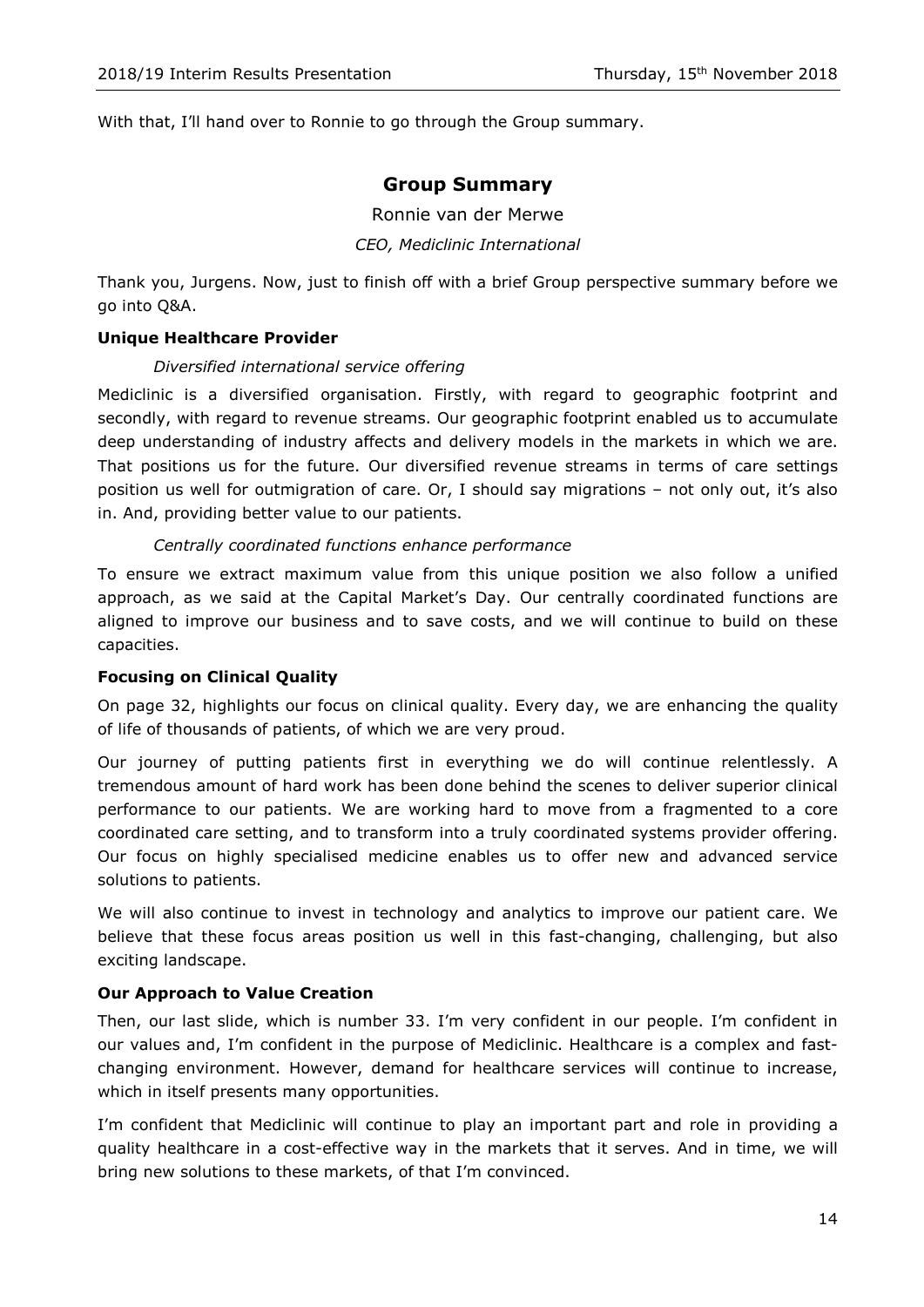With that, I'll hand over to Ronnie to go through the Group summary.

## Group Summary

Ronnie van der Merwe

*CEO, Mediclinic International*

Thank you, Jurgens. Now, just to finish off with a brief Group perspective summary before we go into Q&A.

### Unique Healthcare Provider

*Diversified international service offering*

Mediclinic is a diversified organisation. Firstly, with regard to geographic footprint and secondly, with regard to revenue streams. Our geographic footprint enabled us to accumulate deep understanding of industry affects and delivery models in the markets in which we are. That positions us for the future. Our diversified revenue streams in terms of care settings position us well for outmigration of care. Or, I should say migrations – not only out, it's also in. And, providing better value to our patients.

*Centrally coordinated functions enhance performance*

To ensure we extract maximum value from this unique position we also follow a unified approach, as we said at the Capital Market's Day. Our centrally coordinated functions are aligned to improve our business and to save costs, and we will continue to build on these capacities.

### Focusing on Clinical Quality

On page 32, highlights our focus on clinical quality. Every day, we are enhancing the quality of life of thousands of patients, of which we are very proud.

Our journey of putting patients first in everything we do will continue relentlessly. A tremendous amount of hard work has been done behind the scenes to deliver superior clinical performance to our patients. We are working hard to move from a fragmented to a core coordinated care setting, and to transform into a truly coordinated systems provider offering. Our focus on highly specialised medicine enables us to offer new and advanced service solutions to patients.

We will also continue to invest in technology and analytics to improve our patient care. We believe that these focus areas position us well in this fast-changing, challenging, but also exciting landscape.

### Our Approach to Value Creation

Then, our last slide, which is number 33. I'm very confident in our people. I'm confident in our values and, I'm confident in the purpose of Mediclinic. Healthcare is a complex and fast-changing environment. However, demand for healthcare services will continue to increase, which in itself presents many opportunities.

I'm confident that Mediclinic will continue to play an important part and role in providing a quality healthcare in a cost-effective way in the markets that it serves. And in time, we will bring new solutions to these markets, of that I'm convinced.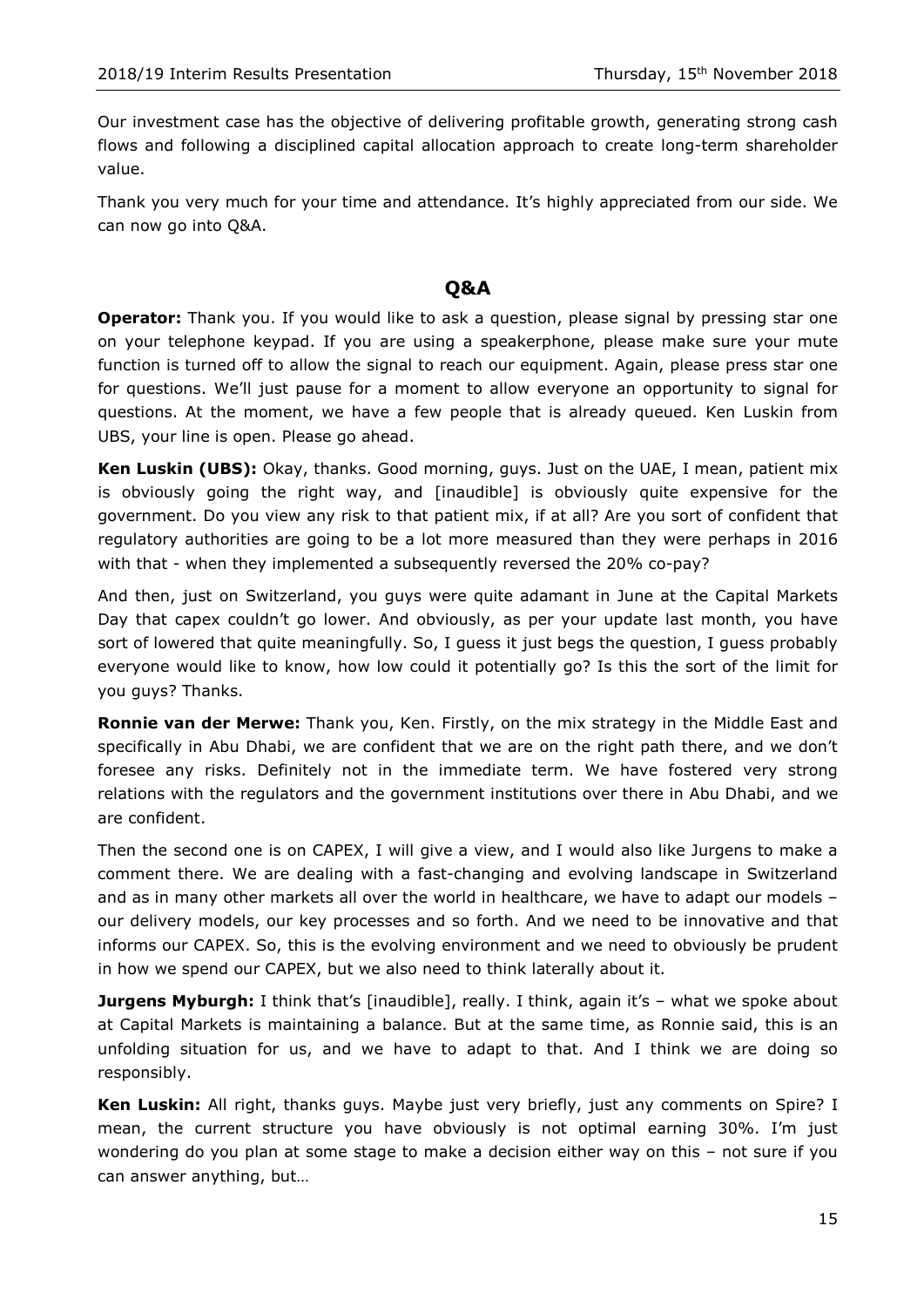Our investment case has the objective of delivering profitable growth, generating strong cash flows and following a disciplined capital allocation approach to create long-term shareholder value.

Thank you very much for your time and attendance. It's highly appreciated from our side. We can now go into Q&A.

## Q&A

**Operator:** Thank you. If you would like to ask a question, please signal by pressing star one on your telephone keypad. If you are using a speakerphone, please make sure your mute function is turned off to allow the signal to reach our equipment. Again, please press star one for questions. We'll just pause for a moment to allow everyone an opportunity to signal for questions. At the moment, we have a few people that is already queued. Ken Luskin from UBS, your line is open. Please go ahead.

**Ken Luskin (UBS):** Okay, thanks. Good morning, guys. Just on the UAE, I mean, patient mix is obviously going the right way, and [inaudible] is obviously quite expensive for the government. Do you view any risk to that patient mix, if at all? Are you sort of confident that regulatory authorities are going to be a lot more measured than they were perhaps in 2016 with that - when they implemented a subsequently reversed the 20% co-pay?

And then, just on Switzerland, you guys were quite adamant in June at the Capital Markets Day that capex couldn't go lower. And obviously, as per your update last month, you have sort of lowered that quite meaningfully. So, I guess it just begs the question, I guess probably everyone would like to know, how low could it potentially go? Is this the sort of the limit for you guys? Thanks.

**Ronnie van der Merwe:** Thank you, Ken. Firstly, on the mix strategy in the Middle East and specifically in Abu Dhabi, we are confident that we are on the right path there, and we don't foresee any risks. Definitely not in the immediate term. We have fostered very strong relations with the regulators and the government institutions over there in Abu Dhabi, and we are confident.

Then the second one is on CAPEX, I will give a view, and I would also like Jurgens to make a comment there. We are dealing with a fast-changing and evolving landscape in Switzerland and as in many other markets all over the world in healthcare, we have to adapt our models – our delivery models, our key processes and so forth. And we need to be innovative and that informs our CAPEX. So, this is the evolving environment and we need to obviously be prudent in how we spend our CAPEX, but we also need to think laterally about it.

**Jurgens Myburgh:** I think that's [inaudible], really. I think, again it's – what we spoke about at Capital Markets is maintaining a balance. But at the same time, as Ronnie said, this is an unfolding situation for us, and we have to adapt to that. And I think we are doing so responsibly.

**Ken Luskin:** All right, thanks guys. Maybe just very briefly, just any comments on Spire? I mean, the current structure you have obviously is not optimal earning 30%. I'm just wondering do you plan at some stage to make a decision either way on this – not sure if you can answer anything, but…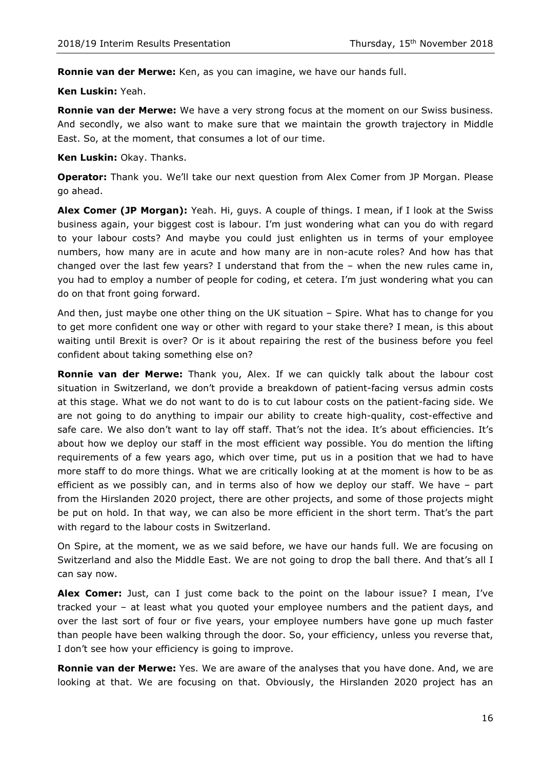**Ronnie van der Merwe:** Ken, as you can imagine, we have our hands full.

**Ken Luskin:** Yeah.

**Ronnie van der Merwe:** We have a very strong focus at the moment on our Swiss business. And secondly, we also want to make sure that we maintain the growth trajectory in Middle East. So, at the moment, that consumes a lot of our time.

**Ken Luskin:** Okay. Thanks.

**Operator:** Thank you. We'll take our next question from Alex Comer from JP Morgan. Please go ahead.

**Alex Comer (JP Morgan):** Yeah. Hi, guys. A couple of things. I mean, if I look at the Swiss business again, your biggest cost is labour. I'm just wondering what can you do with regard to your labour costs? And maybe you could just enlighten us in terms of your employee numbers, how many are in acute and how many are in non-acute roles? And how has that changed over the last few years? I understand that from the – when the new rules came in, you had to employ a number of people for coding, et cetera. I'm just wondering what you can do on that front going forward.

And then, just maybe one other thing on the UK situation – Spire. What has to change for you to get more confident one way or other with regard to your stake there? I mean, is this about waiting until Brexit is over? Or is it about repairing the rest of the business before you feel confident about taking something else on?

**Ronnie van der Merwe:** Thank you, Alex. If we can quickly talk about the labour cost situation in Switzerland, we don't provide a breakdown of patient-facing versus admin costs at this stage. What we do not want to do is to cut labour costs on the patient-facing side. We are not going to do anything to impair our ability to create high-quality, cost-effective and safe care. We also don't want to lay off staff. That's not the idea. It's about efficiencies. It's about how we deploy our staff in the most efficient way possible. You do mention the lifting requirements of a few years ago, which over time, put us in a position that we had to have more staff to do more things. What we are critically looking at at the moment is how to be as efficient as we possibly can, and in terms also of how we deploy our staff. We have – part from the Hirslanden 2020 project, there are other projects, and some of those projects might be put on hold. In that way, we can also be more efficient in the short term. That's the part with regard to the labour costs in Switzerland.

On Spire, at the moment, we as we said before, we have our hands full. We are focusing on Switzerland and also the Middle East. We are not going to drop the ball there. And that's all I can say now.

**Alex Comer:** Just, can I just come back to the point on the labour issue? I mean, I've tracked your – at least what you quoted your employee numbers and the patient days, and over the last sort of four or five years, your employee numbers have gone up much faster than people have been walking through the door. So, your efficiency, unless you reverse that, I don't see how your efficiency is going to improve.

**Ronnie van der Merwe:** Yes. We are aware of the analyses that you have done. And, we are looking at that. We are focusing on that. Obviously, the Hirslanden 2020 project has an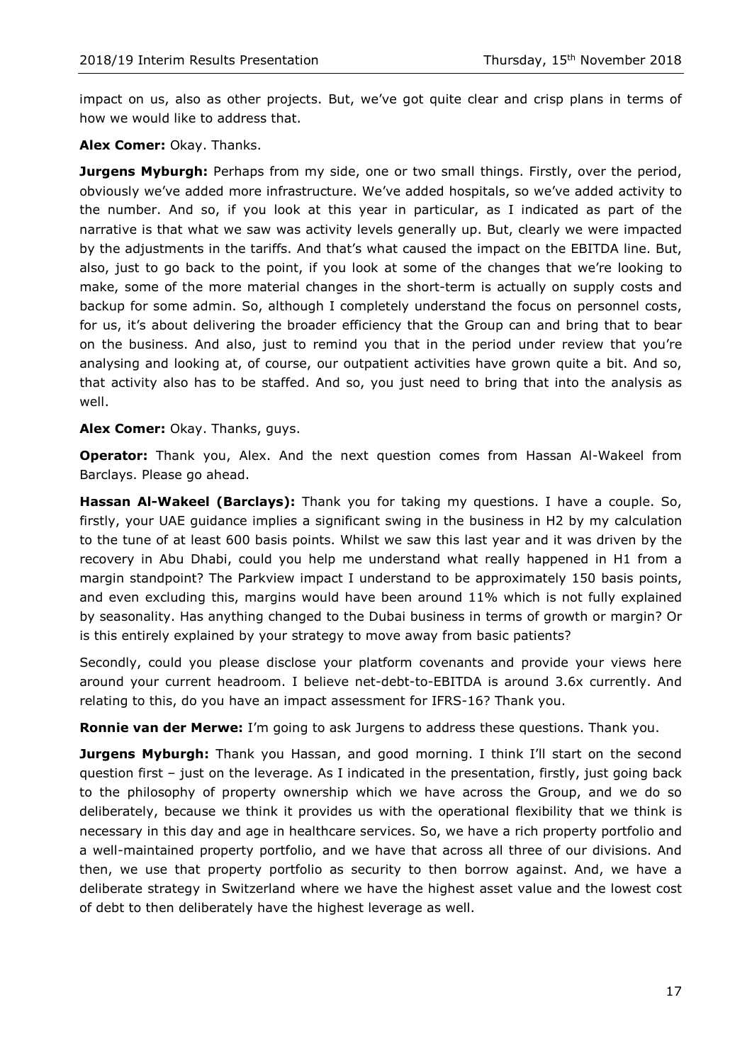impact on us, also as other projects. But, we've got quite clear and crisp plans in terms of how we would like to address that.

**Alex Comer:** Okay. Thanks.

**Jurgens Myburgh:** Perhaps from my side, one or two small things. Firstly, over the period, obviously we've added more infrastructure. We've added hospitals, so we've added activity to the number. And so, if you look at this year in particular, as I indicated as part of the narrative is that what we saw was activity levels generally up. But, clearly we were impacted by the adjustments in the tariffs. And that's what caused the impact on the EBITDA line. But, also, just to go back to the point, if you look at some of the changes that we're looking to make, some of the more material changes in the short-term is actually on supply costs and backup for some admin. So, although I completely understand the focus on personnel costs, for us, it's about delivering the broader efficiency that the Group can and bring that to bear on the business. And also, just to remind you that in the period under review that you're analysing and looking at, of course, our outpatient activities have grown quite a bit. And so, that activity also has to be staffed. And so, you just need to bring that into the analysis as well.

**Alex Comer:** Okay. Thanks, guys.

**Operator:** Thank you, Alex. And the next question comes from Hassan Al-Wakeel from Barclays. Please go ahead.

**Hassan Al-Wakeel (Barclays):** Thank you for taking my questions. I have a couple. So, firstly, your UAE guidance implies a significant swing in the business in H2 by my calculation to the tune of at least 600 basis points. Whilst we saw this last year and it was driven by the recovery in Abu Dhabi, could you help me understand what really happened in H1 from a margin standpoint? The Parkview impact I understand to be approximately 150 basis points, and even excluding this, margins would have been around 11% which is not fully explained by seasonality. Has anything changed to the Dubai business in terms of growth or margin? Or is this entirely explained by your strategy to move away from basic patients?

Secondly, could you please disclose your platform covenants and provide your views here around your current headroom. I believe net-debt-to-EBITDA is around 3.6x currently. And relating to this, do you have an impact assessment for IFRS-16? Thank you.

**Ronnie van der Merwe:** I'm going to ask Jurgens to address these questions. Thank you.

**Jurgens Myburgh:** Thank you Hassan, and good morning. I think I'll start on the second question first – just on the leverage. As I indicated in the presentation, firstly, just going back to the philosophy of property ownership which we have across the Group, and we do so deliberately, because we think it provides us with the operational flexibility that we think is necessary in this day and age in healthcare services. So, we have a rich property portfolio and a well-maintained property portfolio, and we have that across all three of our divisions. And then, we use that property portfolio as security to then borrow against. And, we have a deliberate strategy in Switzerland where we have the highest asset value and the lowest cost of debt to then deliberately have the highest leverage as well.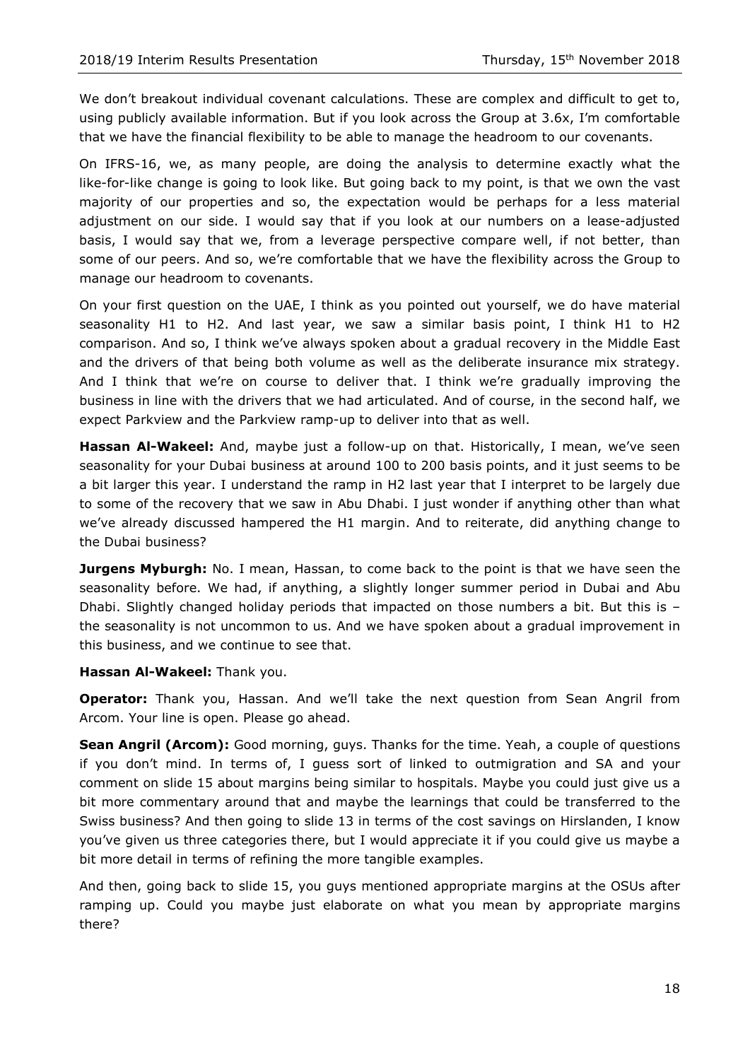We don't breakout individual covenant calculations. These are complex and difficult to get to, using publicly available information. But if you look across the Group at 3.6x, I'm comfortable that we have the financial flexibility to be able to manage the headroom to our covenants.

On IFRS-16, we, as many people, are doing the analysis to determine exactly what the like-for-like change is going to look like. But going back to my point, is that we own the vast majority of our properties and so, the expectation would be perhaps for a less material adjustment on our side. I would say that if you look at our numbers on a lease-adjusted basis, I would say that we, from a leverage perspective compare well, if not better, than some of our peers. And so, we're comfortable that we have the flexibility across the Group to manage our headroom to covenants.

On your first question on the UAE, I think as you pointed out yourself, we do have material seasonality H1 to H2. And last year, we saw a similar basis point, I think H1 to H2 comparison. And so, I think we've always spoken about a gradual recovery in the Middle East and the drivers of that being both volume as well as the deliberate insurance mix strategy. And I think that we're on course to deliver that. I think we're gradually improving the business in line with the drivers that we had articulated. And of course, in the second half, we expect Parkview and the Parkview ramp-up to deliver into that as well.

**Hassan Al-Wakeel:** And, maybe just a follow-up on that. Historically, I mean, we've seen seasonality for your Dubai business at around 100 to 200 basis points, and it just seems to be a bit larger this year. I understand the ramp in H2 last year that I interpret to be largely due to some of the recovery that we saw in Abu Dhabi. I just wonder if anything other than what we've already discussed hampered the H1 margin. And to reiterate, did anything change to the Dubai business?

**Jurgens Myburgh:** No. I mean, Hassan, to come back to the point is that we have seen the seasonality before. We had, if anything, a slightly longer summer period in Dubai and Abu Dhabi. Slightly changed holiday periods that impacted on those numbers a bit. But this is – the seasonality is not uncommon to us. And we have spoken about a gradual improvement in this business, and we continue to see that.

**Hassan Al-Wakeel:** Thank you.

**Operator:** Thank you, Hassan. And we'll take the next question from Sean Angril from Arcom. Your line is open. Please go ahead.

**Sean Angril (Arcom):** Good morning, guys. Thanks for the time. Yeah, a couple of questions if you don't mind. In terms of, I guess sort of linked to outmigration and SA and your comment on slide 15 about margins being similar to hospitals. Maybe you could just give us a bit more commentary around that and maybe the learnings that could be transferred to the Swiss business? And then going to slide 13 in terms of the cost savings on Hirslanden, I know you've given us three categories there, but I would appreciate it if you could give us maybe a bit more detail in terms of refining the more tangible examples.

And then, going back to slide 15, you guys mentioned appropriate margins at the OSUs after ramping up. Could you maybe just elaborate on what you mean by appropriate margins there?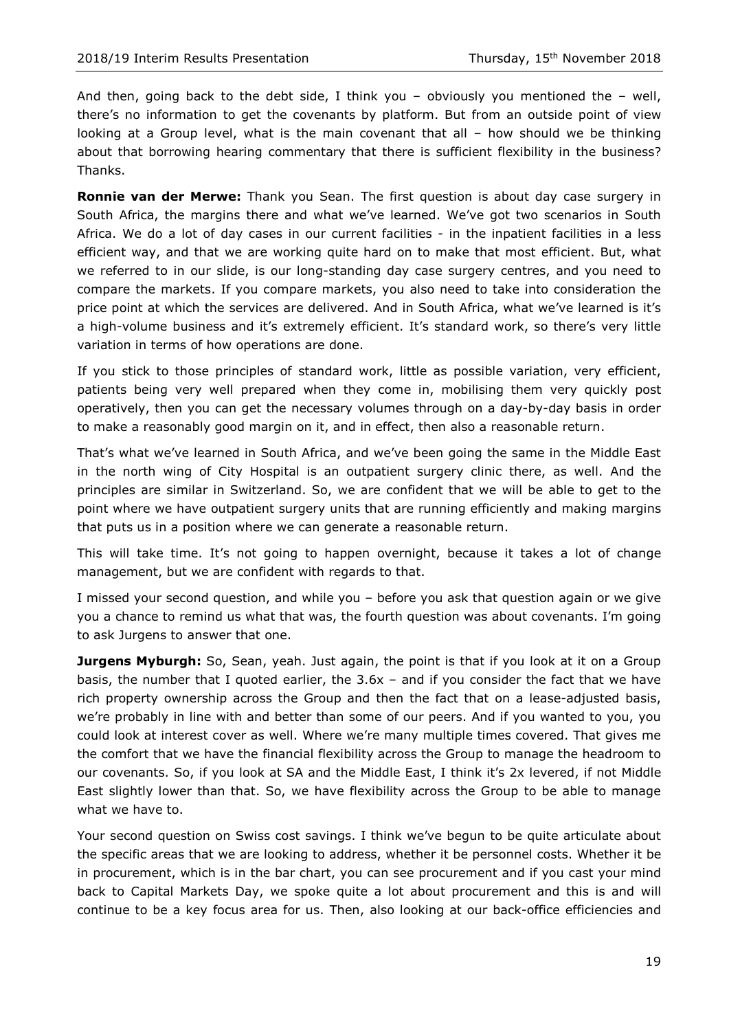And then, going back to the debt side, I think you – obviously you mentioned the – well, there's no information to get the covenants by platform. But from an outside point of view looking at a Group level, what is the main covenant that all – how should we be thinking about that borrowing hearing commentary that there is sufficient flexibility in the business? Thanks.

**Ronnie van der Merwe:** Thank you Sean. The first question is about day case surgery in South Africa, the margins there and what we've learned. We've got two scenarios in South Africa. We do a lot of day cases in our current facilities - in the inpatient facilities in a less efficient way, and that we are working quite hard on to make that most efficient. But, what we referred to in our slide, is our long-standing day case surgery centres, and you need to compare the markets. If you compare markets, you also need to take into consideration the price point at which the services are delivered. And in South Africa, what we've learned is it's a high-volume business and it's extremely efficient. It's standard work, so there's very little variation in terms of how operations are done.

If you stick to those principles of standard work, little as possible variation, very efficient, patients being very well prepared when they come in, mobilising them very quickly post operatively, then you can get the necessary volumes through on a day-by-day basis in order to make a reasonably good margin on it, and in effect, then also a reasonable return.

That's what we've learned in South Africa, and we've been going the same in the Middle East in the north wing of City Hospital is an outpatient surgery clinic there, as well. And the principles are similar in Switzerland. So, we are confident that we will be able to get to the point where we have outpatient surgery units that are running efficiently and making margins that puts us in a position where we can generate a reasonable return.

This will take time. It's not going to happen overnight, because it takes a lot of change management, but we are confident with regards to that.

I missed your second question, and while you – before you ask that question again or we give you a chance to remind us what that was, the fourth question was about covenants. I'm going to ask Jurgens to answer that one.

**Jurgens Myburgh:** So, Sean, yeah. Just again, the point is that if you look at it on a Group basis, the number that I quoted earlier, the 3.6x – and if you consider the fact that we have rich property ownership across the Group and then the fact that on a lease-adjusted basis, we're probably in line with and better than some of our peers. And if you wanted to you, you could look at interest cover as well. Where we're many multiple times covered. That gives me the comfort that we have the financial flexibility across the Group to manage the headroom to our covenants. So, if you look at SA and the Middle East, I think it's 2x levered, if not Middle East slightly lower than that. So, we have flexibility across the Group to be able to manage what we have to.

Your second question on Swiss cost savings. I think we've begun to be quite articulate about the specific areas that we are looking to address, whether it be personnel costs. Whether it be in procurement, which is in the bar chart, you can see procurement and if you cast your mind back to Capital Markets Day, we spoke quite a lot about procurement and this is and will continue to be a key focus area for us. Then, also looking at our back-office efficiencies and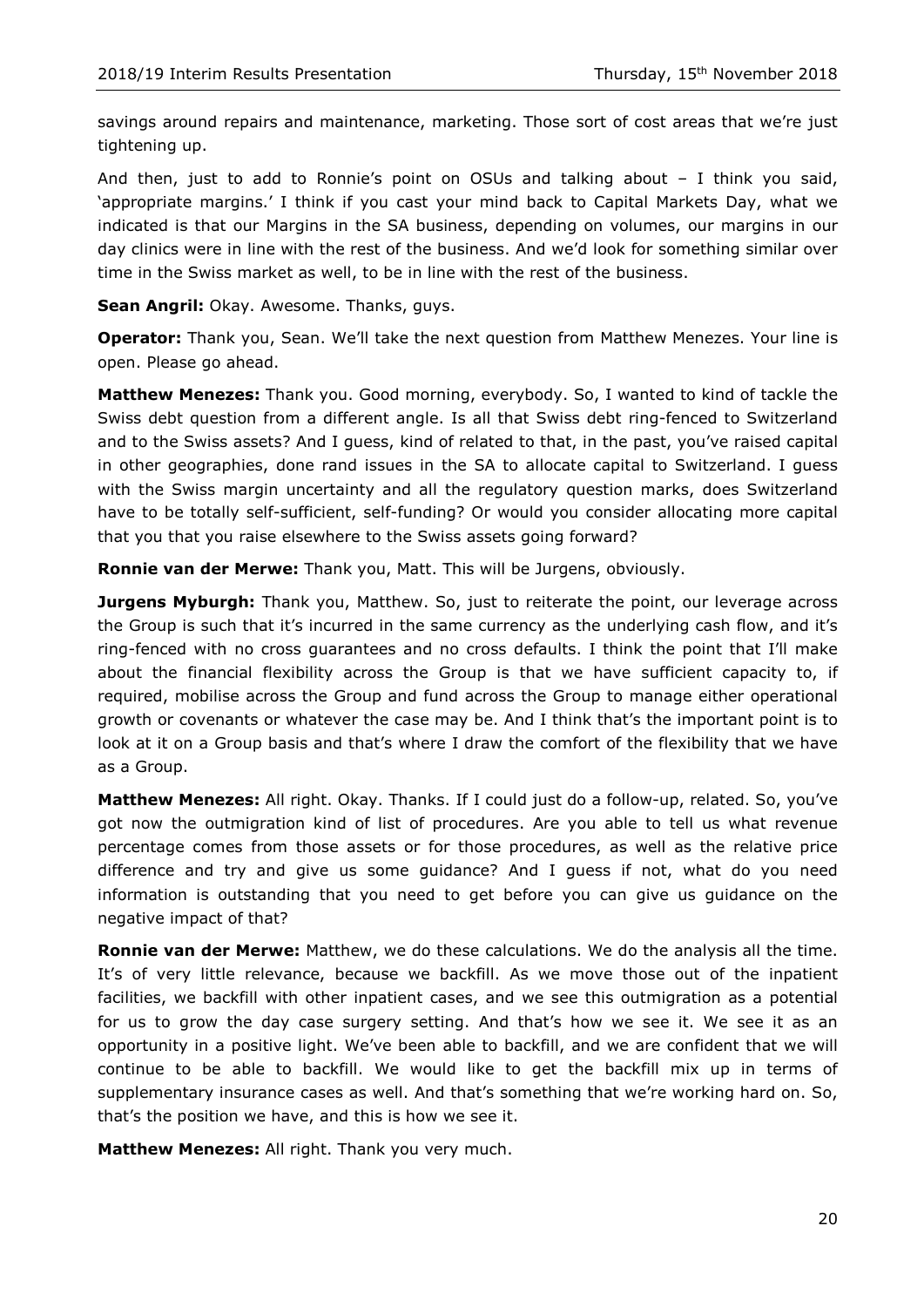savings around repairs and maintenance, marketing. Those sort of cost areas that we're just tightening up.

And then, just to add to Ronnie's point on OSUs and talking about – I think you said, 'appropriate margins.' I think if you cast your mind back to Capital Markets Day, what we indicated is that our Margins in the SA business, depending on volumes, our margins in our day clinics were in line with the rest of the business. And we'd look for something similar over time in the Swiss market as well, to be in line with the rest of the business.

**Sean Angril:** Okay. Awesome. Thanks, guys.

**Operator:** Thank you, Sean. We'll take the next question from Matthew Menezes. Your line is open. Please go ahead.

**Matthew Menezes:** Thank you. Good morning, everybody. So, I wanted to kind of tackle the Swiss debt question from a different angle. Is all that Swiss debt ring-fenced to Switzerland and to the Swiss assets? And I guess, kind of related to that, in the past, you've raised capital in other geographies, done rand issues in the SA to allocate capital to Switzerland. I guess with the Swiss margin uncertainty and all the regulatory question marks, does Switzerland have to be totally self-sufficient, self-funding? Or would you consider allocating more capital that you that you raise elsewhere to the Swiss assets going forward?

**Ronnie van der Merwe:** Thank you, Matt. This will be Jurgens, obviously.

**Jurgens Myburgh:** Thank you, Matthew. So, just to reiterate the point, our leverage across the Group is such that it's incurred in the same currency as the underlying cash flow, and it's ring-fenced with no cross guarantees and no cross defaults. I think the point that I'll make about the financial flexibility across the Group is that we have sufficient capacity to, if required, mobilise across the Group and fund across the Group to manage either operational growth or covenants or whatever the case may be. And I think that's the important point is to look at it on a Group basis and that's where I draw the comfort of the flexibility that we have as a Group.

**Matthew Menezes:** All right. Okay. Thanks. If I could just do a follow-up, related. So, you've got now the outmigration kind of list of procedures. Are you able to tell us what revenue percentage comes from those assets or for those procedures, as well as the relative price difference and try and give us some guidance? And I guess if not, what do you need information is outstanding that you need to get before you can give us guidance on the negative impact of that?

**Ronnie van der Merwe:** Matthew, we do these calculations. We do the analysis all the time. It's of very little relevance, because we backfill. As we move those out of the inpatient facilities, we backfill with other inpatient cases, and we see this outmigration as a potential for us to grow the day case surgery setting. And that's how we see it. We see it as an opportunity in a positive light. We've been able to backfill, and we are confident that we will continue to be able to backfill. We would like to get the backfill mix up in terms of supplementary insurance cases as well. And that's something that we're working hard on. So, that's the position we have, and this is how we see it.

**Matthew Menezes:** All right. Thank you very much.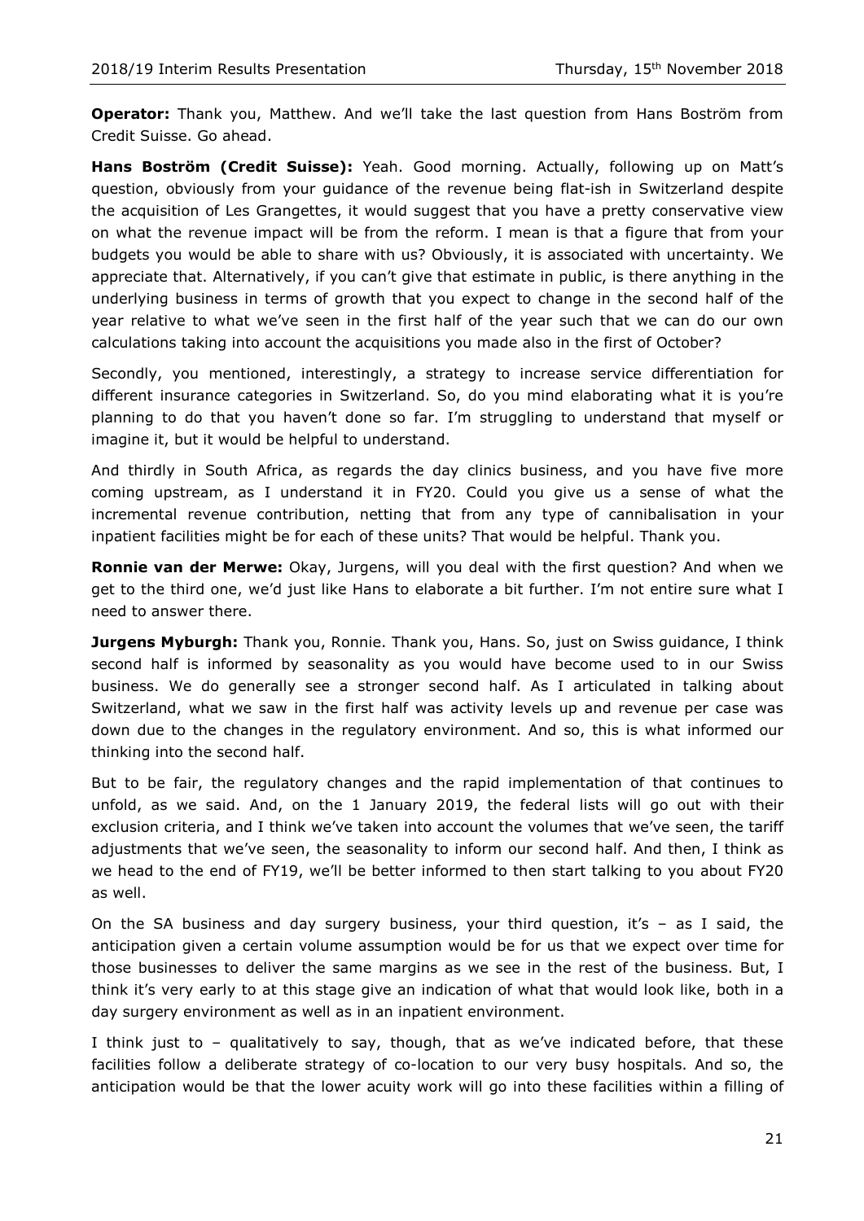**Operator:** Thank you, Matthew. And we'll take the last question from Hans Boström from Credit Suisse. Go ahead.

**Hans Boström (Credit Suisse):** Yeah. Good morning. Actually, following up on Matt's question, obviously from your guidance of the revenue being flat-ish in Switzerland despite the acquisition of Les Grangettes, it would suggest that you have a pretty conservative view on what the revenue impact will be from the reform. I mean is that a figure that from your budgets you would be able to share with us? Obviously, it is associated with uncertainty. We appreciate that. Alternatively, if you can't give that estimate in public, is there anything in the underlying business in terms of growth that you expect to change in the second half of the year relative to what we've seen in the first half of the year such that we can do our own calculations taking into account the acquisitions you made also in the first of October?

Secondly, you mentioned, interestingly, a strategy to increase service differentiation for different insurance categories in Switzerland. So, do you mind elaborating what it is you're planning to do that you haven't done so far. I'm struggling to understand that myself or imagine it, but it would be helpful to understand.

And thirdly in South Africa, as regards the day clinics business, and you have five more coming upstream, as I understand it in FY20. Could you give us a sense of what the incremental revenue contribution, netting that from any type of cannibalisation in your inpatient facilities might be for each of these units? That would be helpful. Thank you.

**Ronnie van der Merwe:** Okay, Jurgens, will you deal with the first question? And when we get to the third one, we'd just like Hans to elaborate a bit further. I'm not entire sure what I need to answer there.

**Jurgens Myburgh:** Thank you, Ronnie. Thank you, Hans. So, just on Swiss guidance, I think second half is informed by seasonality as you would have become used to in our Swiss business. We do generally see a stronger second half. As I articulated in talking about Switzerland, what we saw in the first half was activity levels up and revenue per case was down due to the changes in the regulatory environment. And so, this is what informed our thinking into the second half.

But to be fair, the regulatory changes and the rapid implementation of that continues to unfold, as we said. And, on the 1 January 2019, the federal lists will go out with their exclusion criteria, and I think we've taken into account the volumes that we've seen, the tariff adjustments that we've seen, the seasonality to inform our second half. And then, I think as we head to the end of FY19, we'll be better informed to then start talking to you about FY20 as well.

On the SA business and day surgery business, your third question, it's – as I said, the anticipation given a certain volume assumption would be for us that we expect over time for those businesses to deliver the same margins as we see in the rest of the business. But, I think it's very early to at this stage give an indication of what that would look like, both in a day surgery environment as well as in an inpatient environment.

I think just to – qualitatively to say, though, that as we've indicated before, that these facilities follow a deliberate strategy of co-location to our very busy hospitals. And so, the anticipation would be that the lower acuity work will go into these facilities within a filling of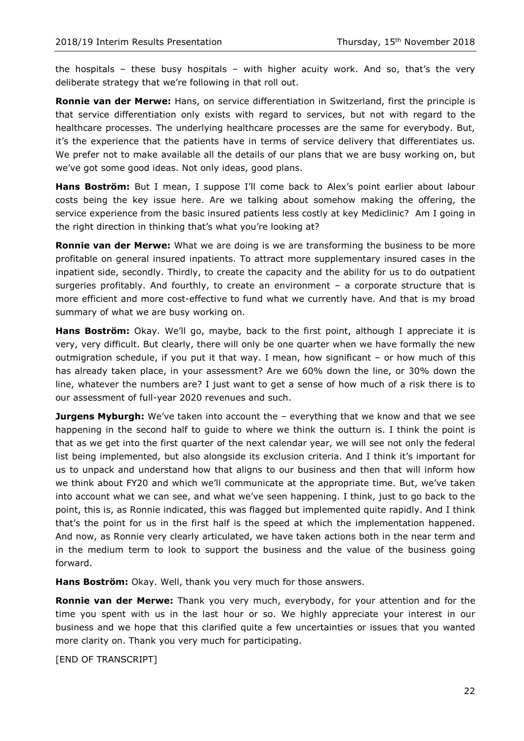the hospitals – these busy hospitals – with higher acuity work. And so, that's the very deliberate strategy that we're following in that roll out.

**Ronnie van der Merwe:** Hans, on service differentiation in Switzerland, first the principle is that service differentiation only exists with regard to services, but not with regard to the healthcare processes. The underlying healthcare processes are the same for everybody. But, it's the experience that the patients have in terms of service delivery that differentiates us. We prefer not to make available all the details of our plans that we are busy working on, but we've got some good ideas. Not only ideas, good plans.

**Hans Boström:** But I mean, I suppose I'll come back to Alex's point earlier about labour costs being the key issue here. Are we talking about somehow making the offering, the service experience from the basic insured patients less costly at key Mediclinic? Am I going in the right direction in thinking that's what you're looking at?

**Ronnie van der Merwe:** What we are doing is we are transforming the business to be more profitable on general insured inpatients. To attract more supplementary insured cases in the inpatient side, secondly. Thirdly, to create the capacity and the ability for us to do outpatient surgeries profitably. And fourthly, to create an environment – a corporate structure that is more efficient and more cost-effective to fund what we currently have. And that is my broad summary of what we are busy working on.

**Hans Boström:** Okay. We'll go, maybe, back to the first point, although I appreciate it is very, very difficult. But clearly, there will only be one quarter when we have formally the new outmigration schedule, if you put it that way. I mean, how significant – or how much of this has already taken place, in your assessment? Are we 60% down the line, or 30% down the line, whatever the numbers are? I just want to get a sense of how much of a risk there is to our assessment of full-year 2020 revenues and such.

**Jurgens Myburgh:** We've taken into account the – everything that we know and that we see happening in the second half to guide to where we think the outturn is. I think the point is that as we get into the first quarter of the next calendar year, we will see not only the federal list being implemented, but also alongside its exclusion criteria. And I think it's important for us to unpack and understand how that aligns to our business and then that will inform how we think about FY20 and which we'll communicate at the appropriate time. But, we've taken into account what we can see, and what we've seen happening. I think, just to go back to the point, this is, as Ronnie indicated, this was flagged but implemented quite rapidly. And I think that's the point for us in the first half is the speed at which the implementation happened. And now, as Ronnie very clearly articulated, we have taken actions both in the near term and in the medium term to look to support the business and the value of the business going forward.

**Hans Boström:** Okay. Well, thank you very much for those answers.

**Ronnie van der Merwe:** Thank you very much, everybody, for your attention and for the time you spent with us in the last hour or so. We highly appreciate your interest in our business and we hope that this clarified quite a few uncertainties or issues that you wanted more clarity on. Thank you very much for participating.

[END OF TRANSCRIPT]